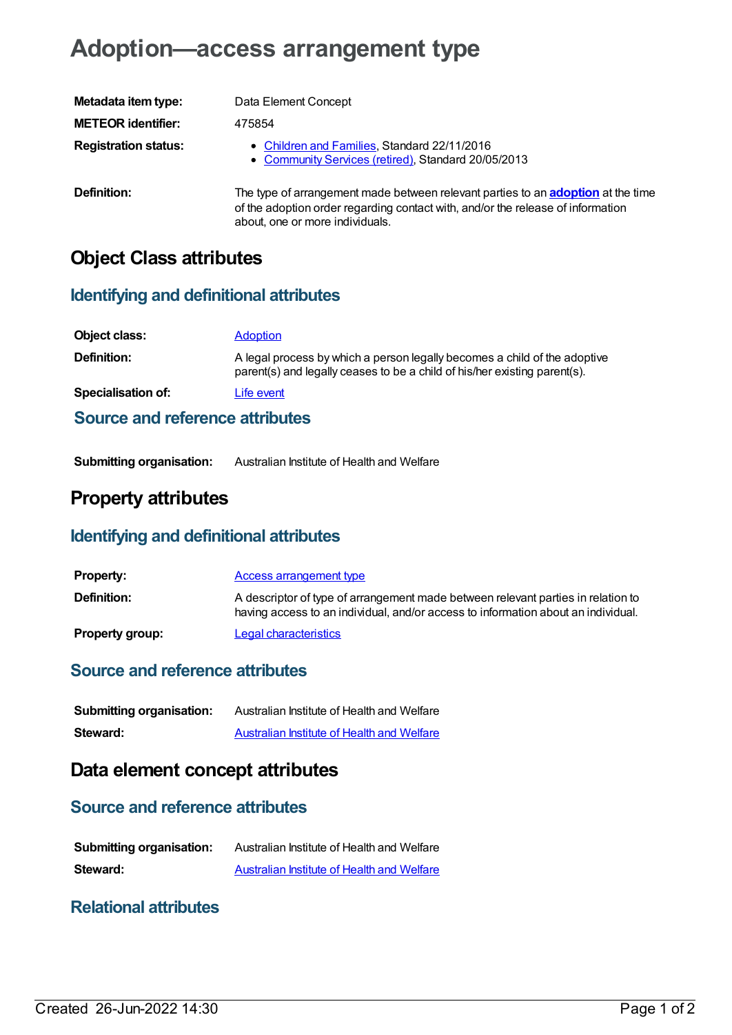# Adoption—access arrangement type

| | |
|---|---|
| **Metadata item type:** | Data Element Concept |
| **METEOR identifier:** | 475854 |
| **Registration status:** | • Children and Families, Standard 22/11/2016<br>• Community Services (retired), Standard 20/05/2013 |
| **Definition:** | The type of arrangement made between relevant parties to an **adoption** at the time of the adoption order regarding contact with, and/or the release of information about, one or more individuals. |

## Object Class attributes

### Identifying and definitional attributes

| | |
|---|---|
| **Object class:** | Adoption |
| **Definition:** | A legal process by which a person legally becomes a child of the adoptive parent(s) and legally ceases to be a child of his/her existing parent(s). |
| **Specialisation of:** | Life event |

### Source and reference attributes

| | |
|---|---|
| **Submitting organisation:** | Australian Institute of Health and Welfare |

## Property attributes

### Identifying and definitional attributes

| | |
|---|---|
| **Property:** | Access arrangement type |
| **Definition:** | A descriptor of type of arrangement made between relevant parties in relation to having access to an individual, and/or access to information about an individual. |
| **Property group:** | Legal characteristics |

### Source and reference attributes

| | |
|---|---|
| **Submitting organisation:** | Australian Institute of Health and Welfare |
| **Steward:** | Australian Institute of Health and Welfare |

## Data element concept attributes

### Source and reference attributes

| | |
|---|---|
| **Submitting organisation:** | Australian Institute of Health and Welfare |
| **Steward:** | Australian Institute of Health and Welfare |

### Relational attributes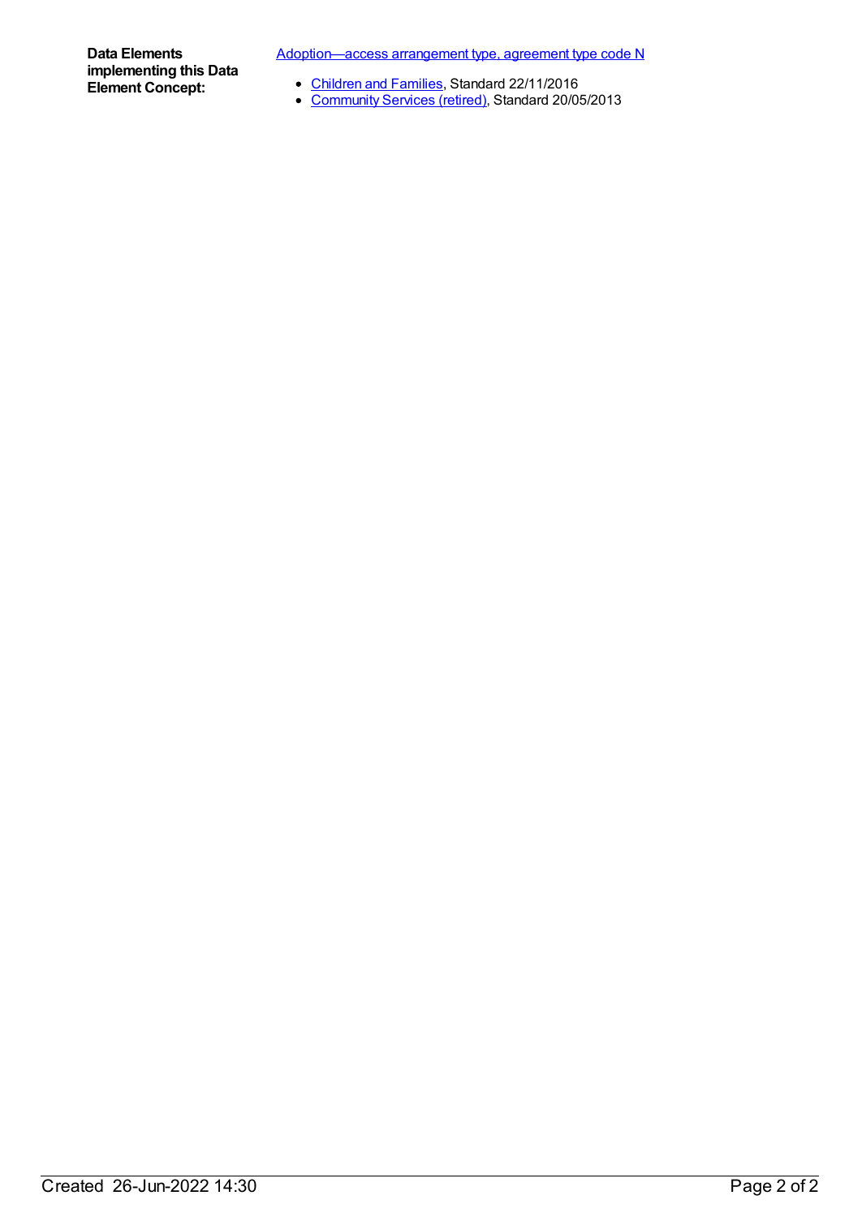**Data Elements implementing this Data Element Concept:**

Adoption—access arrangement type, agreement type code N

- Children and Families, Standard 22/11/2016
- Community Services (retired), Standard 20/05/2013